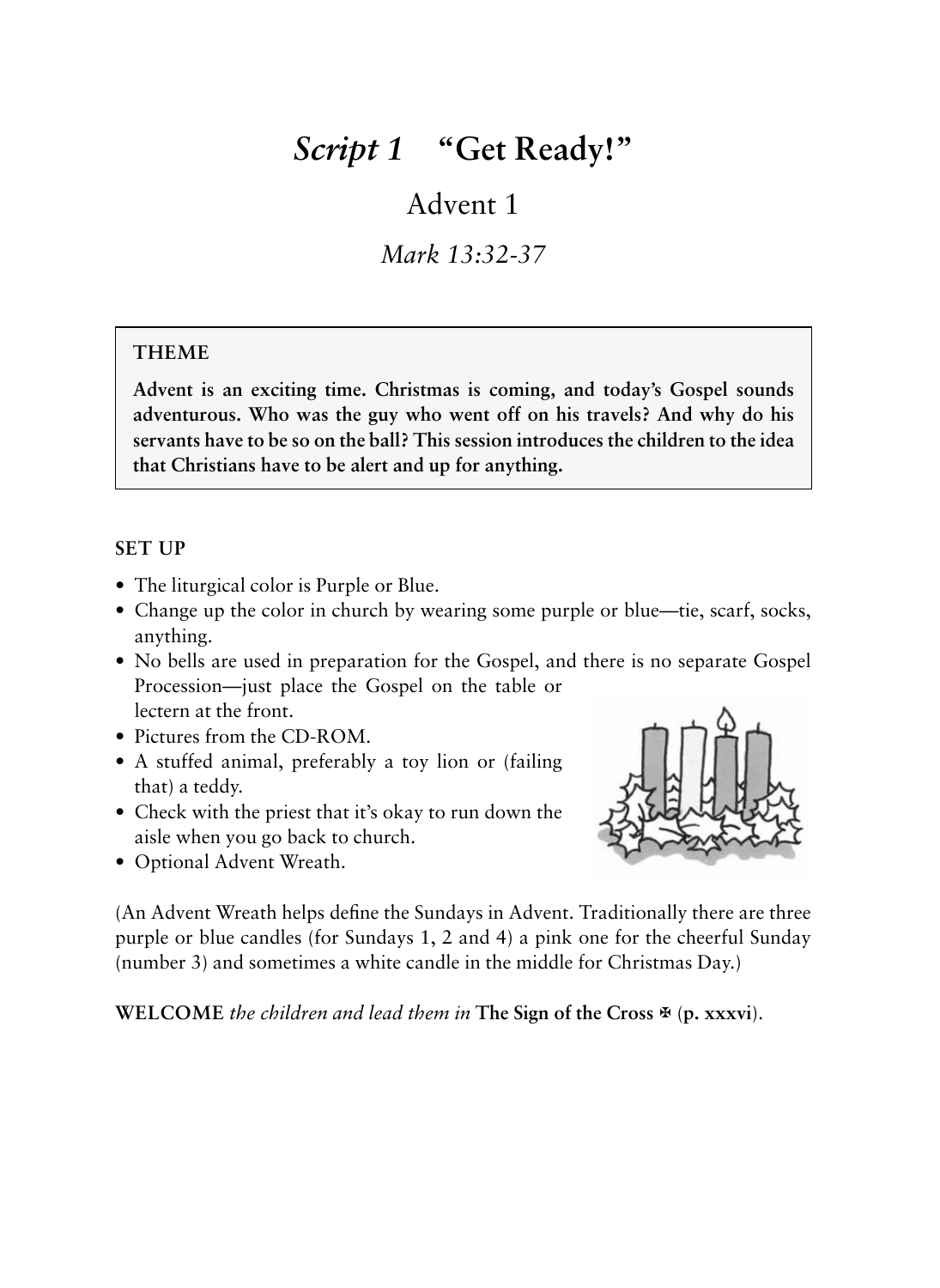# *Script 1* "Get Ready!"

## Advent 1

### *Mark 13:32-37*

> **THEME**
>
> **Advent is an exciting time. Christmas is coming, and today's Gospel sounds adventurous. Who was the guy who went off on his travels? And why do his servants have to be so on the ball? This session introduces the children to the idea that Christians have to be alert and up for anything.**

**SET UP**

- The liturgical color is Purple or Blue.
- Change up the color in church by wearing some purple or blue—tie, scarf, socks, anything.
- No bells are used in preparation for the Gospel, and there is no separate Gospel Procession—just place the Gospel on the table or lectern at the front.
- Pictures from the CD-ROM.
- A stuffed animal, preferably a toy lion or (failing that) a teddy.
- Check with the priest that it's okay to run down the aisle when you go back to church.
- Optional Advent Wreath.

(An Advent Wreath helps define the Sundays in Advent. Traditionally there are three purple or blue candles (for Sundays 1, 2 and 4) a pink one for the cheerful Sunday (number 3) and sometimes a white candle in the middle for Christmas Day.)

**WELCOME** *the children and lead them in* **The Sign of the Cross ✠ (p. xxxvi)**.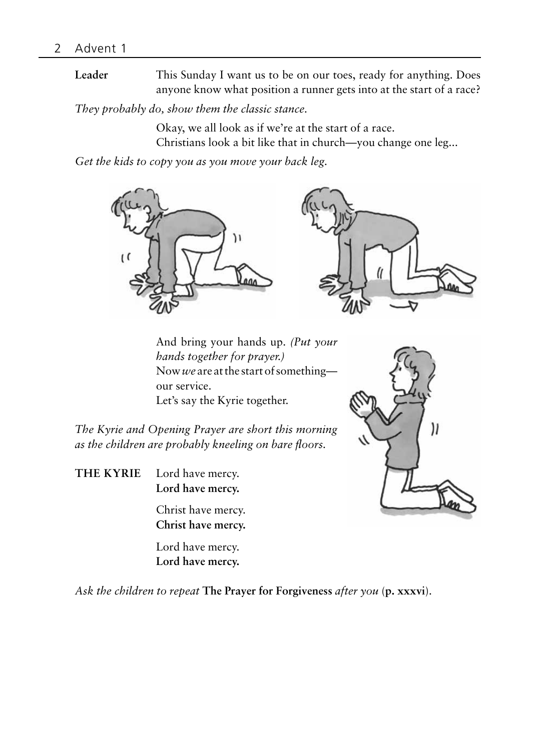**Leader** This Sunday I want us to be on our toes, ready for anything. Does anyone know what position a runner gets into at the start of a race?

*They probably do, show them the classic stance.*

Okay, we all look as if we're at the start of a race.
Christians look a bit like that in church—you change one leg...

*Get the kids to copy you as you move your back leg.*

And bring your hands up. *(Put your hands together for prayer.)*
Now *we* are at the start of something—our service.
Let's say the Kyrie together.

*The Kyrie and Opening Prayer are short this morning as the children are probably kneeling on bare floors.*

**THE KYRIE** Lord have mercy.
**Lord have mercy.**

Christ have mercy.
**Christ have mercy.**

Lord have mercy.
**Lord have mercy.**

*Ask the children to repeat* **The Prayer for Forgiveness** *after you* (**p. xxxvi**).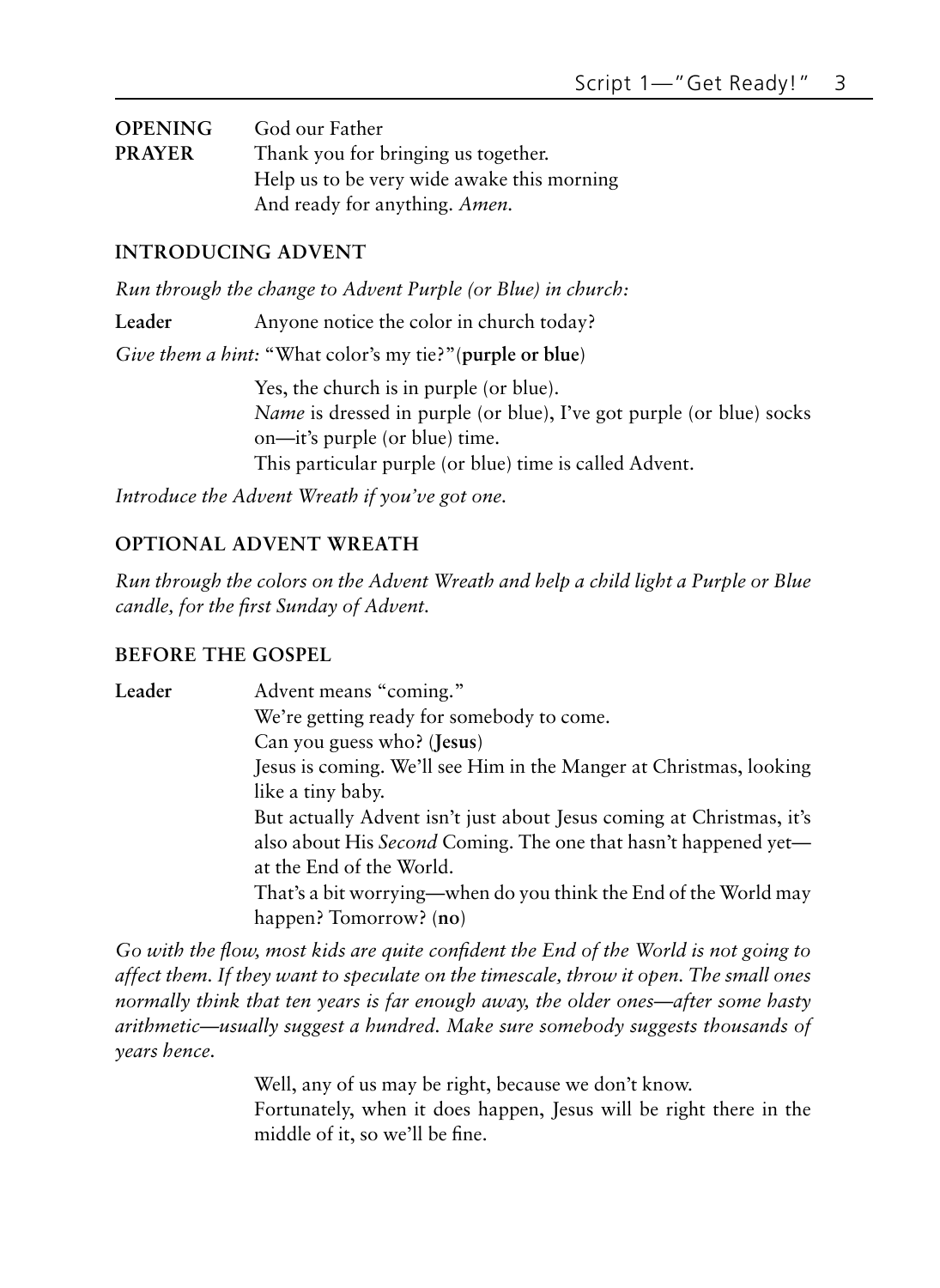**OPENING PRAYER** God our Father
Thank you for bringing us together.
Help us to be very wide awake this morning
And ready for anything. *Amen.*

## INTRODUCING ADVENT

*Run through the change to Advent Purple (or Blue) in church:*

**Leader** Anyone notice the color in church today?

*Give them a hint:* "What color's my tie?" (**purple or blue**)

Yes, the church is in purple (or blue).
*Name* is dressed in purple (or blue), I've got purple (or blue) socks on—it's purple (or blue) time.
This particular purple (or blue) time is called Advent.

*Introduce the Advent Wreath if you've got one.*

## OPTIONAL ADVENT WREATH

*Run through the colors on the Advent Wreath and help a child light a Purple or Blue candle, for the first Sunday of Advent.*

## BEFORE THE GOSPEL

**Leader** Advent means "coming."
We're getting ready for somebody to come.
Can you guess who? (**Jesus**)
Jesus is coming. We'll see Him in the Manger at Christmas, looking like a tiny baby.
But actually Advent isn't just about Jesus coming at Christmas, it's also about His *Second* Coming. The one that hasn't happened yet—at the End of the World.
That's a bit worrying—when do you think the End of the World may happen? Tomorrow? (**no**)

*Go with the flow, most kids are quite confident the End of the World is not going to affect them. If they want to speculate on the timescale, throw it open. The small ones normally think that ten years is far enough away, the older ones—after some hasty arithmetic—usually suggest a hundred. Make sure somebody suggests thousands of years hence.*

Well, any of us may be right, because we don't know.
Fortunately, when it does happen, Jesus will be right there in the middle of it, so we'll be fine.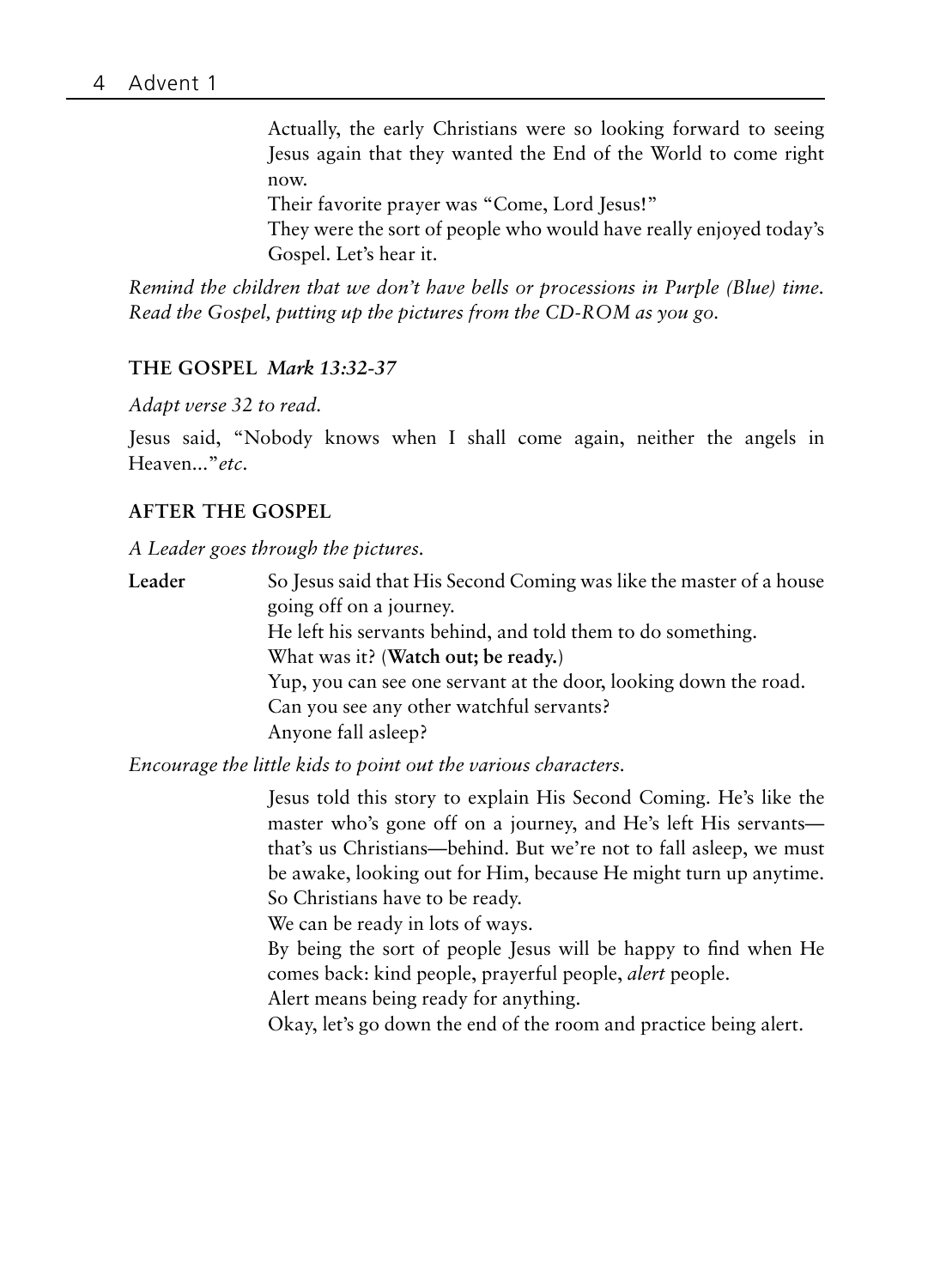Actually, the early Christians were so looking forward to seeing Jesus again that they wanted the End of the World to come right now.
Their favorite prayer was "Come, Lord Jesus!"
They were the sort of people who would have really enjoyed today's Gospel. Let's hear it.

*Remind the children that we don't have bells or processions in Purple (Blue) time. Read the Gospel, putting up the pictures from the CD-ROM as you go.*

### THE GOSPEL *Mark 13:32-37*

*Adapt verse 32 to read.*

Jesus said, "Nobody knows when I shall come again, neither the angels in Heaven..."*etc*.

### AFTER THE GOSPEL

*A Leader goes through the pictures.*

**Leader** So Jesus said that His Second Coming was like the master of a house going off on a journey.
He left his servants behind, and told them to do something.
What was it? (**Watch out; be ready.**)
Yup, you can see one servant at the door, looking down the road.
Can you see any other watchful servants?
Anyone fall asleep?

*Encourage the little kids to point out the various characters.*

Jesus told this story to explain His Second Coming. He's like the master who's gone off on a journey, and He's left His servants—that's us Christians—behind. But we're not to fall asleep, we must be awake, looking out for Him, because He might turn up anytime. So Christians have to be ready.
We can be ready in lots of ways.
By being the sort of people Jesus will be happy to find when He comes back: kind people, prayerful people, *alert* people.
Alert means being ready for anything.
Okay, let's go down the end of the room and practice being alert.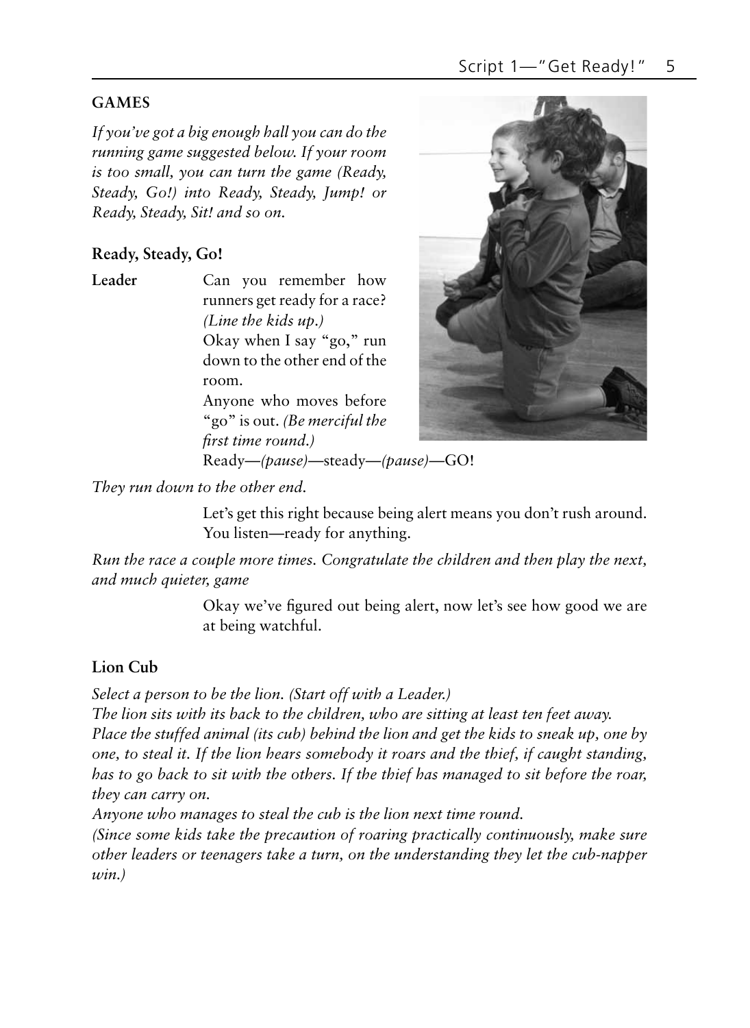## GAMES

*If you've got a big enough hall you can do the running game suggested below. If your room is too small, you can turn the game (Ready, Steady, Go!) into Ready, Steady, Jump! or Ready, Steady, Sit! and so on.*

### Ready, Steady, Go!

**Leader** Can you remember how runners get ready for a race? *(Line the kids up.)*

Okay when I say "go," run down to the other end of the room.

Anyone who moves before "go" is out. *(Be merciful the first time round.)*

Ready—*(pause)*—steady—*(pause)*—GO!

*They run down to the other end.*

Let's get this right because being alert means you don't rush around. You listen—ready for anything.

*Run the race a couple more times. Congratulate the children and then play the next, and much quieter, game*

Okay we've figured out being alert, now let's see how good we are at being watchful.

### Lion Cub

*Select a person to be the lion. (Start off with a Leader.)*

*The lion sits with its back to the children, who are sitting at least ten feet away.*

*Place the stuffed animal (its cub) behind the lion and get the kids to sneak up, one by one, to steal it. If the lion hears somebody it roars and the thief, if caught standing, has to go back to sit with the others. If the thief has managed to sit before the roar, they can carry on.*

*Anyone who manages to steal the cub is the lion next time round.*

*(Since some kids take the precaution of roaring practically continuously, make sure other leaders or teenagers take a turn, on the understanding they let the cub-napper win.)*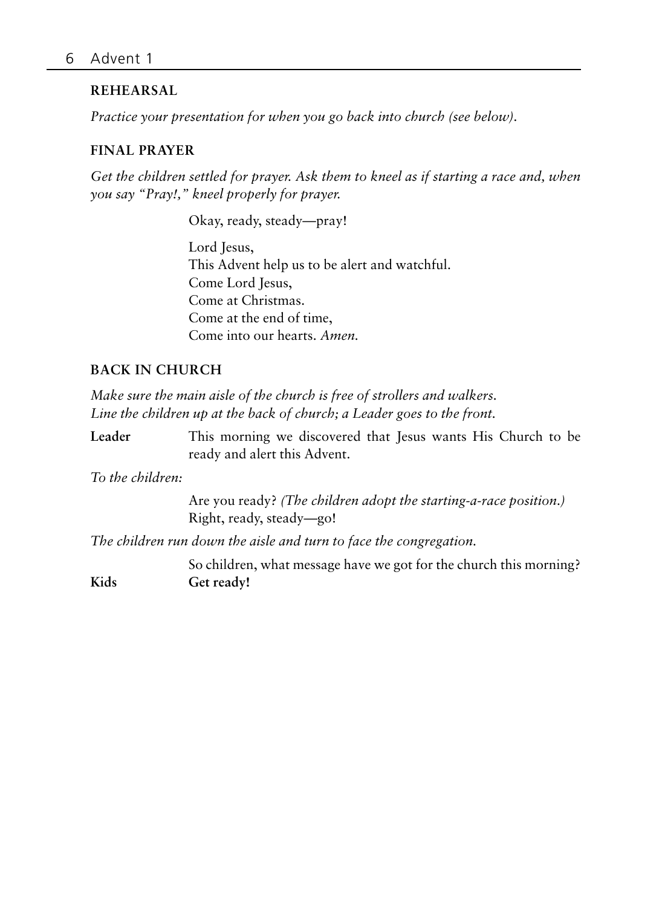### REHEARSAL

*Practice your presentation for when you go back into church (see below).*

### FINAL PRAYER

*Get the children settled for prayer. Ask them to kneel as if starting a race and, when you say "Pray!," kneel properly for prayer.*

Okay, ready, steady—pray!

Lord Jesus,
This Advent help us to be alert and watchful.
Come Lord Jesus,
Come at Christmas.
Come at the end of time,
Come into our hearts. *Amen.*

### BACK IN CHURCH

*Make sure the main aisle of the church is free of strollers and walkers.*
*Line the children up at the back of church; a Leader goes to the front.*

**Leader** This morning we discovered that Jesus wants His Church to be ready and alert this Advent.

*To the children:*

Are you ready? *(The children adopt the starting-a-race position.)*
Right, ready, steady—go!

*The children run down the aisle and turn to face the congregation.*

So children, what message have we got for the church this morning?

**Kids** **Get ready!**